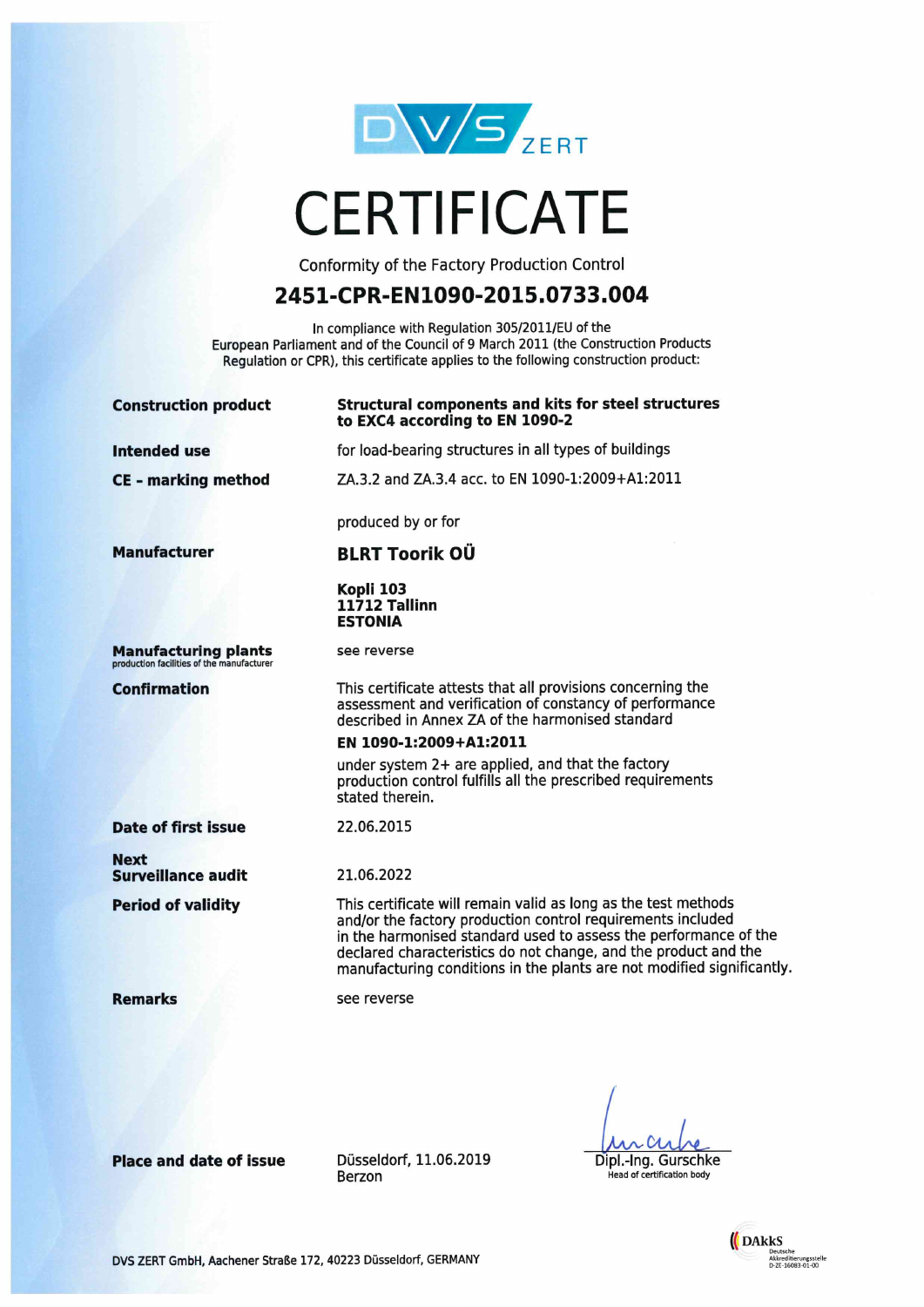DVS ZERT

# CERTIFICATE

Conformity of the Factory Production Control

## 2451-CPR-EN1090-2015.0733.004

In compliance with Regulation 305/2011/EU of the European Parliament and of the Council of 9 March 2011 (the Construction Products Regulation or CPR), this certificate applies to the following construction product:

| | |
|---|---|
| **Construction product** | **Structural components and kits for steel structures to EXC4 according to EN 1090-2** |
| **Intended use** | for load-bearing structures in all types of buildings |
| **CE - marking method** | ZA.3.2 and ZA.3.4 acc. to EN 1090-1:2009+A1:2011 |
| | produced by or for |
| **Manufacturer** | **BLRT Toorik OÜ**<br><br>**Kopli 103**<br>**11712 Tallinn**<br>**ESTONIA** |
| **Manufacturing plants**<br>production facilities of the manufacturer | see reverse |
| **Confirmation** | This certificate attests that all provisions concerning the assessment and verification of constancy of performance described in Annex ZA of the harmonised standard<br>**EN 1090-1:2009+A1:2011**<br>under system 2+ are applied, and that the factory production control fulfills all the prescribed requirements stated therein. |
| **Date of first issue** | 22.06.2015 |
| **Next Surveillance audit** | 21.06.2022 |
| **Period of validity** | This certificate will remain valid as long as the test methods and/or the factory production control requirements included in the harmonised standard used to assess the performance of the declared characteristics do not change, and the product and the manufacturing conditions in the plants are not modified significantly. |
| **Remarks** | see reverse |

**Place and date of issue** Düsseldorf, 11.06.2019
Berzon

Dipl.-Ing. Gurschke
Head of certification body

DVS ZERT GmbH, Aachener Straße 172, 40223 Düsseldorf, GERMANY

DAkkS Deutsche Akkreditierungsstelle D-ZE-16083-01-00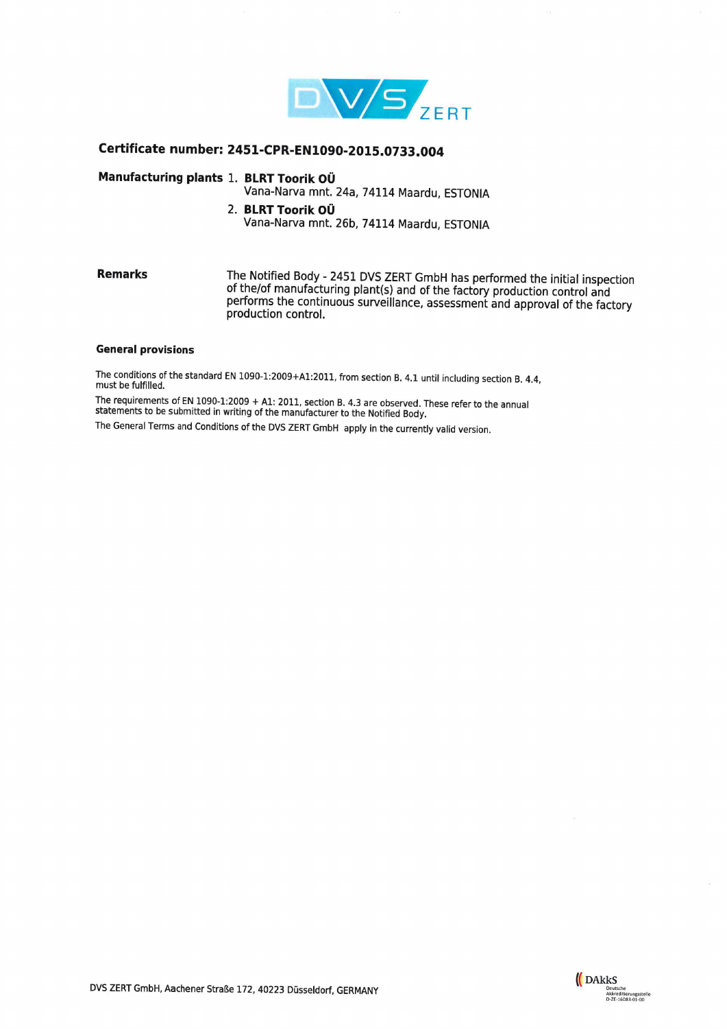**Certificate number: 2451-CPR-EN1090-2015.0733.004**

**Manufacturing plants**

1. **BLRT Toorik OÜ**
   Vana-Narva mnt. 24a, 74114 Maardu, ESTONIA
2. **BLRT Toorik OÜ**
   Vana-Narva mnt. 26b, 74114 Maardu, ESTONIA

**Remarks**

The Notified Body - 2451 DVS ZERT GmbH has performed the initial inspection of the/of manufacturing plant(s) and of the factory production control and performs the continuous surveillance, assessment and approval of the factory production control.

**General provisions**

The conditions of the standard EN 1090-1:2009+A1:2011, from section B. 4.1 until including section B. 4.4, must be fulfilled.

The requirements of EN 1090-1:2009 + A1: 2011, section B. 4.3 are observed. These refer to the annual statements to be submitted in writing of the manufacturer to the Notified Body.

The General Terms and Conditions of the DVS ZERT GmbH apply in the currently valid version.

DVS ZERT GmbH, Aachener Straße 172, 40223 Düsseldorf, GERMANY

DAkkS Deutsche Akkreditierungsstelle D-ZE-16083-01-00